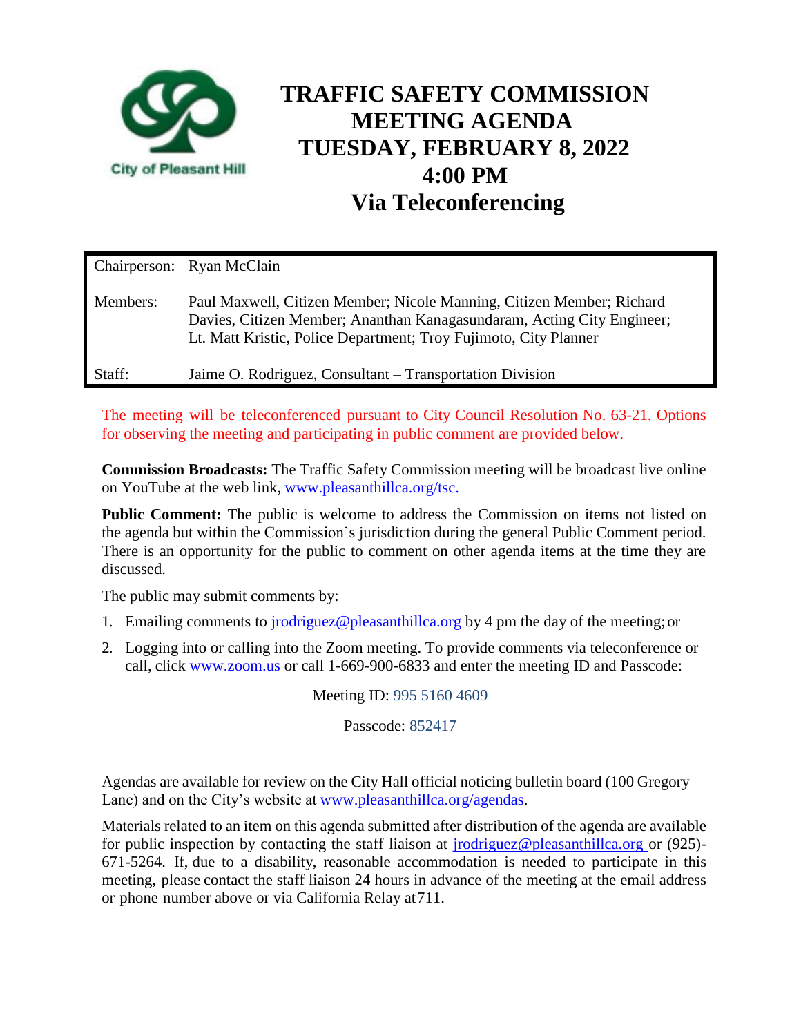City of Pleasant Hill

# TRAFFIC SAFETY COMMISSION MEETING AGENDA
# TUESDAY, FEBRUARY 8, 2022
# 4:00 PM
# Via Teleconferencing

| | |
|---|---|
| Chairperson: | Ryan McClain |
| Members: | Paul Maxwell, Citizen Member; Nicole Manning, Citizen Member; Richard Davies, Citizen Member; Ananthan Kanagasundaram, Acting City Engineer; Lt. Matt Kristic, Police Department; Troy Fujimoto, City Planner |
| Staff: | Jaime O. Rodriguez, Consultant – Transportation Division |

The meeting will be teleconferenced pursuant to City Council Resolution No. 63-21. Options for observing the meeting and participating in public comment are provided below.

**Commission Broadcasts:** The Traffic Safety Commission meeting will be broadcast live online on YouTube at the web link, www.pleasanthillca.org/tsc.

**Public Comment:** The public is welcome to address the Commission on items not listed on the agenda but within the Commission's jurisdiction during the general Public Comment period. There is an opportunity for the public to comment on other agenda items at the time they are discussed.

The public may submit comments by:

1. Emailing comments to jrodriguez@pleasanthillca.org by 4 pm the day of the meeting; or
2. Logging into or calling into the Zoom meeting. To provide comments via teleconference or call, click www.zoom.us or call 1-669-900-6833 and enter the meeting ID and Passcode:

Meeting ID: 995 5160 4609

Passcode: 852417

Agendas are available for review on the City Hall official noticing bulletin board (100 Gregory Lane) and on the City's website at www.pleasanthillca.org/agendas.

Materials related to an item on this agenda submitted after distribution of the agenda are available for public inspection by contacting the staff liaison at jrodriguez@pleasanthillca.org or (925)-671-5264. If, due to a disability, reasonable accommodation is needed to participate in this meeting, please contact the staff liaison 24 hours in advance of the meeting at the email address or phone number above or via California Relay at 711.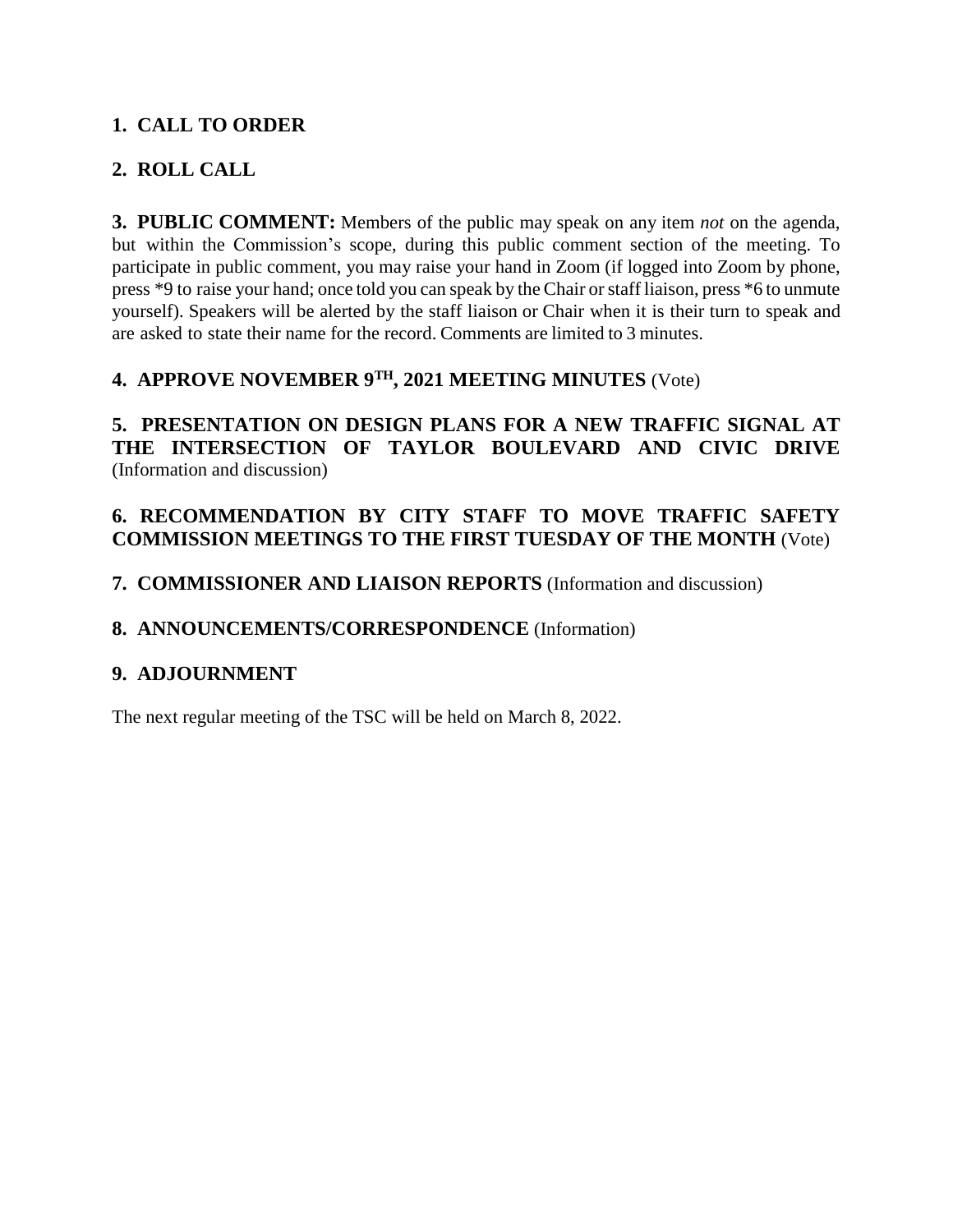## 1. CALL TO ORDER

## 2. ROLL CALL

**3. PUBLIC COMMENT:** Members of the public may speak on any item *not* on the agenda, but within the Commission's scope, during this public comment section of the meeting. To participate in public comment, you may raise your hand in Zoom (if logged into Zoom by phone, press *9 to raise your hand; once told you can speak by the Chair or staff liaison, press *6 to unmute yourself). Speakers will be alerted by the staff liaison or Chair when it is their turn to speak and are asked to state their name for the record. Comments are limited to 3 minutes.

**4. APPROVE NOVEMBER 9TH, 2021 MEETING MINUTES** (Vote)

**5. PRESENTATION ON DESIGN PLANS FOR A NEW TRAFFIC SIGNAL AT THE INTERSECTION OF TAYLOR BOULEVARD AND CIVIC DRIVE** (Information and discussion)

**6. RECOMMENDATION BY CITY STAFF TO MOVE TRAFFIC SAFETY COMMISSION MEETINGS TO THE FIRST TUESDAY OF THE MONTH** (Vote)

**7. COMMISSIONER AND LIAISON REPORTS** (Information and discussion)

**8. ANNOUNCEMENTS/CORRESPONDENCE** (Information)

## 9. ADJOURNMENT

The next regular meeting of the TSC will be held on March 8, 2022.